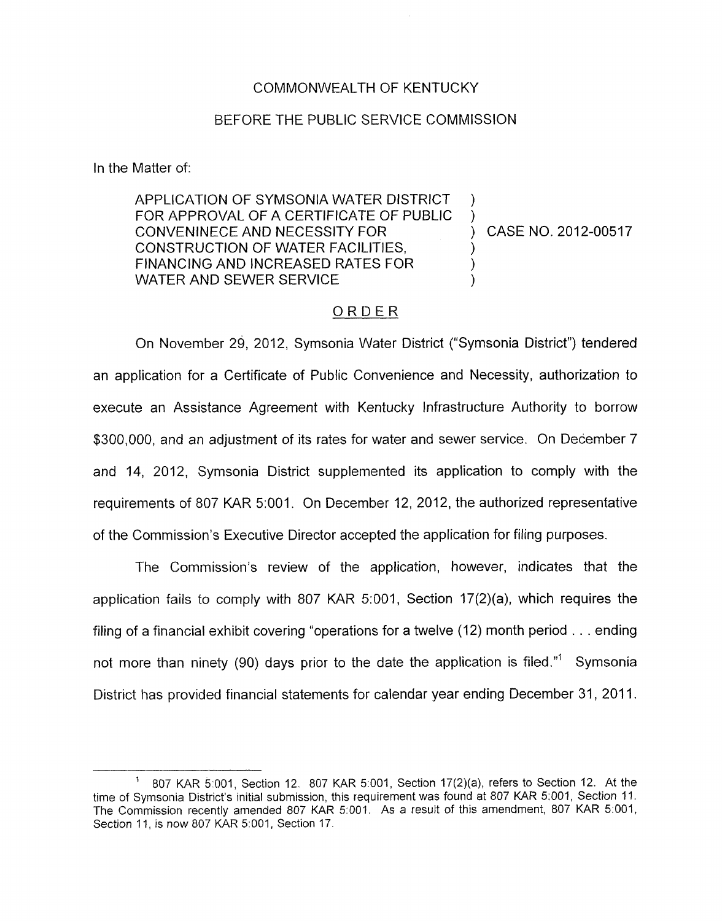COMMONWEALTH OF KENTUCKY

BEFORE THE PUBLIC SERVICE COMMISSION

In the Matter of:

APPLICATION OF SYMSONIA WATER DISTRICT FOR APPROVAL OF A CERTIFICATE OF PUBLIC CONVENINECE AND NECESSITY FOR CONSTRUCTION OF WATER FACILITIES, FINANCING AND INCREASED RATES FOR WATER AND SEWER SERVICE ) CASE NO. 2012-00517

ORDER

On November 29, 2012, Symsonia Water District ("Symsonia District") tendered an application for a Certificate of Public Convenience and Necessity, authorization to execute an Assistance Agreement with Kentucky Infrastructure Authority to borrow $300,000, and an adjustment of its rates for water and sewer service. On December 7 and 14, 2012, Symsonia District supplemented its application to comply with the requirements of 807 KAR 5:001. On December 12, 2012, the authorized representative of the Commission's Executive Director accepted the application for filing purposes.

The Commission's review of the application, however, indicates that the application fails to comply with 807 KAR 5:001, Section 17(2)(a), which requires the filing of a financial exhibit covering "operations for a twelve (12) month period . . . ending not more than ninety (90) days prior to the date the application is filed."[1] Symsonia District has provided financial statements for calendar year ending December 31, 2011.

[1] 807 KAR 5:001, Section 12. 807 KAR 5:001, Section 17(2)(a), refers to Section 12. At the time of Symsonia District's initial submission, this requirement was found at 807 KAR 5:001, Section 11. The Commission recently amended 807 KAR 5:001. As a result of this amendment, 807 KAR 5:001, Section 11, is now 807 KAR 5:001, Section 17.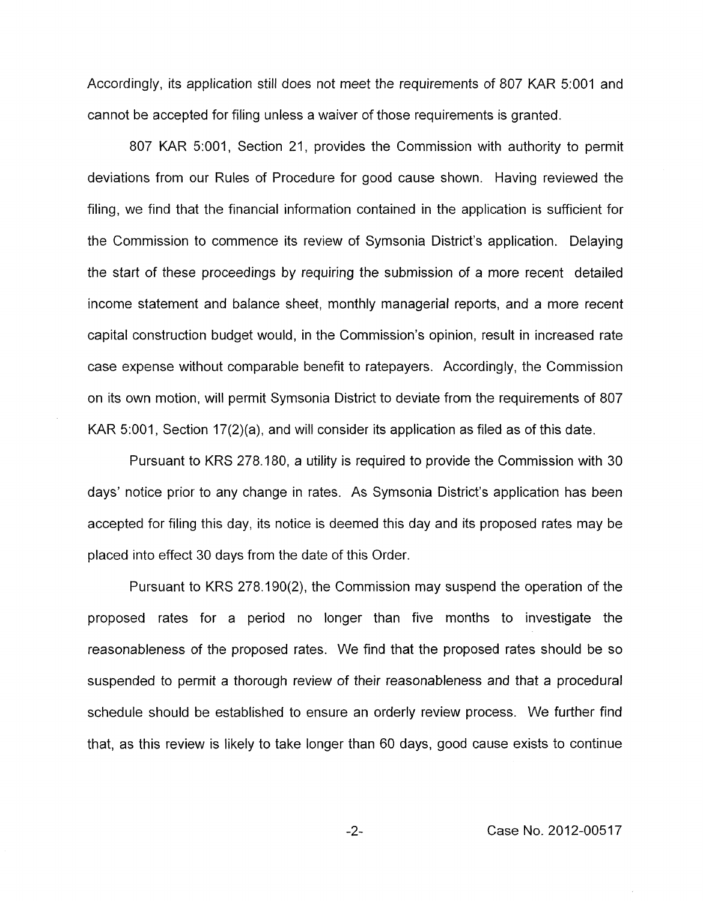Accordingly, its application still does not meet the requirements of 807 KAR 5:001 and cannot be accepted for filing unless a waiver of those requirements is granted.

807 KAR 5:001, Section 21, provides the Commission with authority to permit deviations from our Rules of Procedure for good cause shown. Having reviewed the filing, we find that the financial information contained in the application is sufficient for the Commission to commence its review of Symsonia District's application. Delaying the start of these proceedings by requiring the submission of a more recent detailed income statement and balance sheet, monthly managerial reports, and a more recent capital construction budget would, in the Commission's opinion, result in increased rate case expense without comparable benefit to ratepayers. Accordingly, the Commission on its own motion, will permit Symsonia District to deviate from the requirements of 807 KAR 5:001, Section 17(2)(a), and will consider its application as filed as of this date.

Pursuant to KRS 278.180, a utility is required to provide the Commission with 30 days' notice prior to any change in rates. As Symsonia District's application has been accepted for filing this day, its notice is deemed this day and its proposed rates may be placed into effect 30 days from the date of this Order.

Pursuant to KRS 278.190(2), the Commission may suspend the operation of the proposed rates for a period no longer than five months to investigate the reasonableness of the proposed rates. We find that the proposed rates should be so suspended to permit a thorough review of their reasonableness and that a procedural schedule should be established to ensure an orderly review process. We further find that, as this review is likely to take longer than 60 days, good cause exists to continue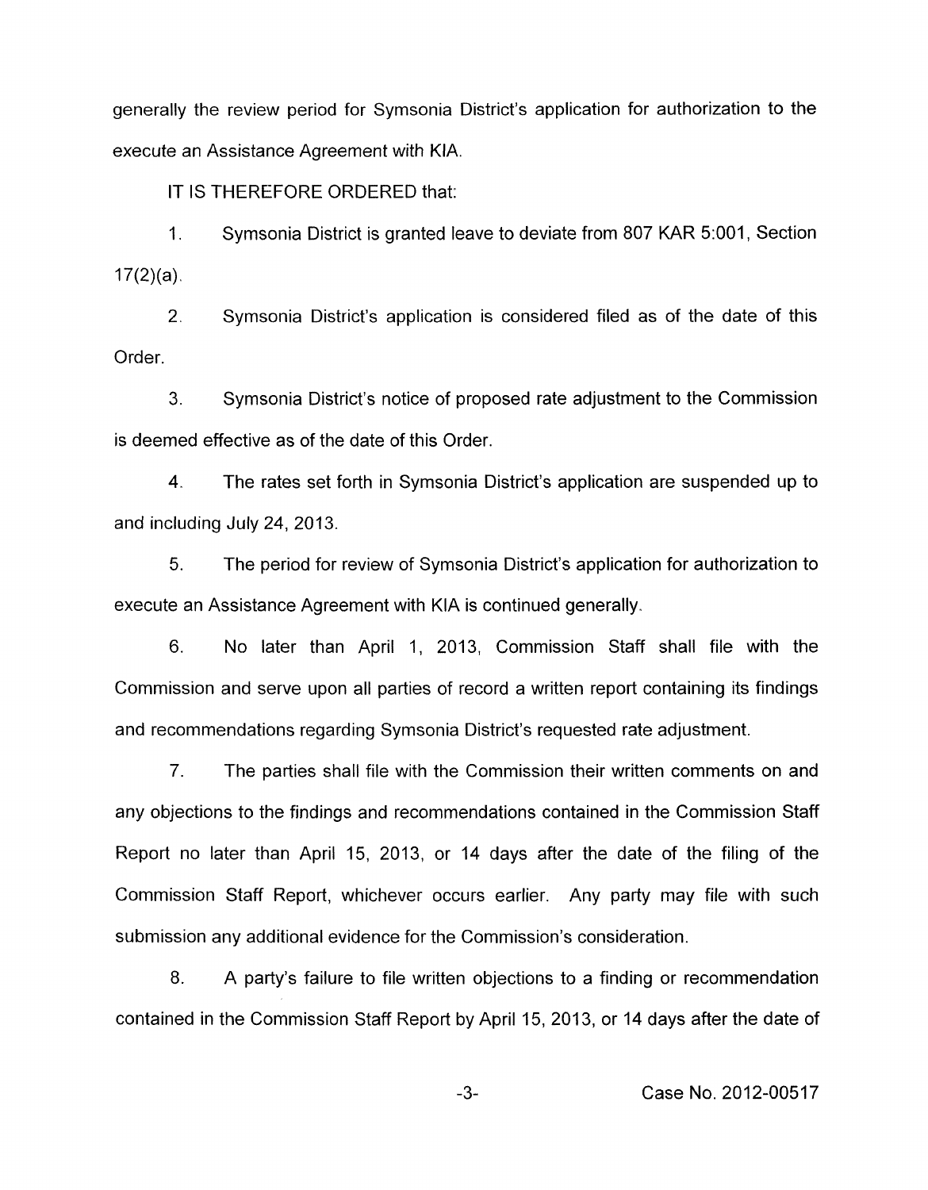generally the review period for Symsonia District's application for authorization to the execute an Assistance Agreement with KIA.

IT IS THEREFORE ORDERED that:

1. Symsonia District is granted leave to deviate from 807 KAR 5:001, Section 17(2)(a).

2. Symsonia District's application is considered filed as of the date of this Order.

3. Symsonia District's notice of proposed rate adjustment to the Commission is deemed effective as of the date of this Order.

4. The rates set forth in Symsonia District's application are suspended up to and including July 24, 2013.

5. The period for review of Symsonia District's application for authorization to execute an Assistance Agreement with KIA is continued generally.

6. No later than April 1, 2013, Commission Staff shall file with the Commission and serve upon all parties of record a written report containing its findings and recommendations regarding Symsonia District's requested rate adjustment.

7. The parties shall file with the Commission their written comments on and any objections to the findings and recommendations contained in the Commission Staff Report no later than April 15, 2013, or 14 days after the date of the filing of the Commission Staff Report, whichever occurs earlier. Any party may file with such submission any additional evidence for the Commission's consideration.

8. A party's failure to file written objections to a finding or recommendation contained in the Commission Staff Report by April 15, 2013, or 14 days after the date of

Case No. 2012-00517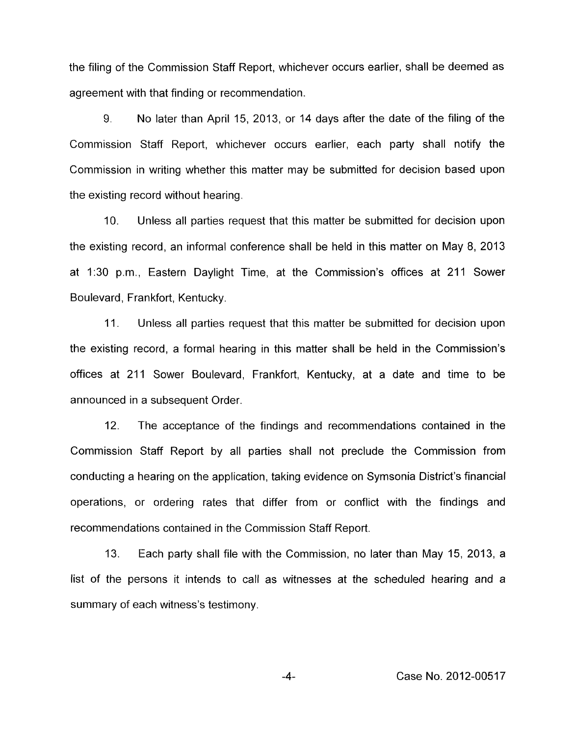the filing of the Commission Staff Report, whichever occurs earlier, shall be deemed as agreement with that finding or recommendation.

9. No later than April 15, 2013, or 14 days after the date of the filing of the Commission Staff Report, whichever occurs earlier, each party shall notify the Commission in writing whether this matter may be submitted for decision based upon the existing record without hearing.

10. Unless all parties request that this matter be submitted for decision upon the existing record, an informal conference shall be held in this matter on May 8, 2013 at 1:30 p.m., Eastern Daylight Time, at the Commission's offices at 211 Sower Boulevard, Frankfort, Kentucky.

11. Unless all parties request that this matter be submitted for decision upon the existing record, a formal hearing in this matter shall be held in the Commission's offices at 211 Sower Boulevard, Frankfort, Kentucky, at a date and time to be announced in a subsequent Order.

12. The acceptance of the findings and recommendations contained in the Commission Staff Report by all parties shall not preclude the Commission from conducting a hearing on the application, taking evidence on Symsonia District's financial operations, or ordering rates that differ from or conflict with the findings and recommendations contained in the Commission Staff Report.

13. Each party shall file with the Commission, no later than May 15, 2013, a list of the persons it intends to call as witnesses at the scheduled hearing and a summary of each witness's testimony.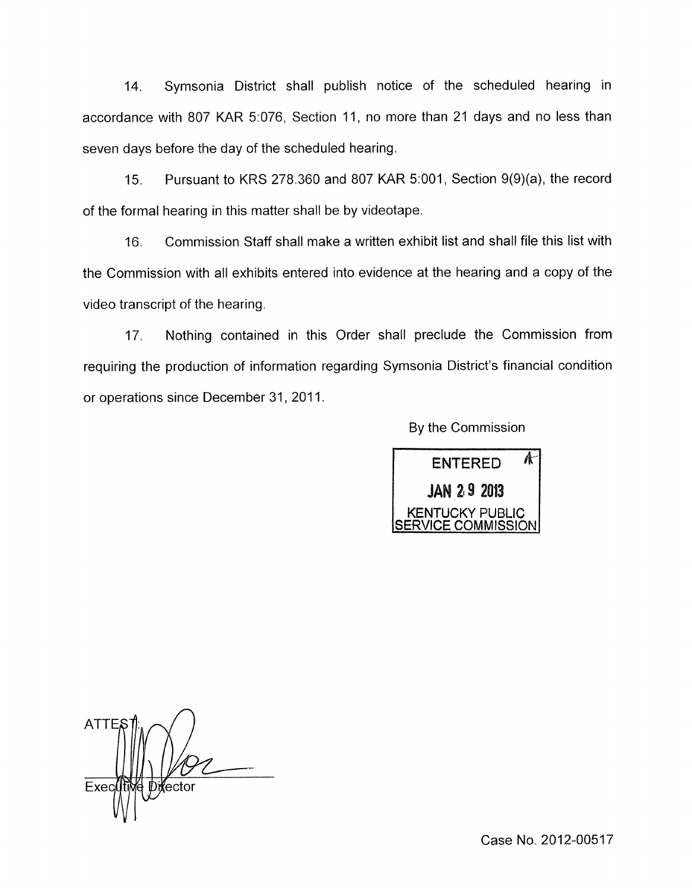14. Symsonia District shall publish notice of the scheduled hearing in accordance with 807 KAR 5:076, Section 11, no more than 21 days and no less than seven days before the day of the scheduled hearing.

15. Pursuant to KRS 278.360 and 807 KAR 5:001, Section 9(9)(a), the record of the formal hearing in this matter shall be by videotape.

16. Commission Staff shall make a written exhibit list and shall file this list with the Commission with all exhibits entered into evidence at the hearing and a copy of the video transcript of the hearing.

17. Nothing contained in this Order shall preclude the Commission from requiring the production of information regarding Symsonia District's financial condition or operations since December 31, 2011.

By the Commission

ENTERED
JAN 29 2013
KENTUCKY PUBLIC SERVICE COMMISSION

ATTEST:

Executive Director

Case No. 2012-00517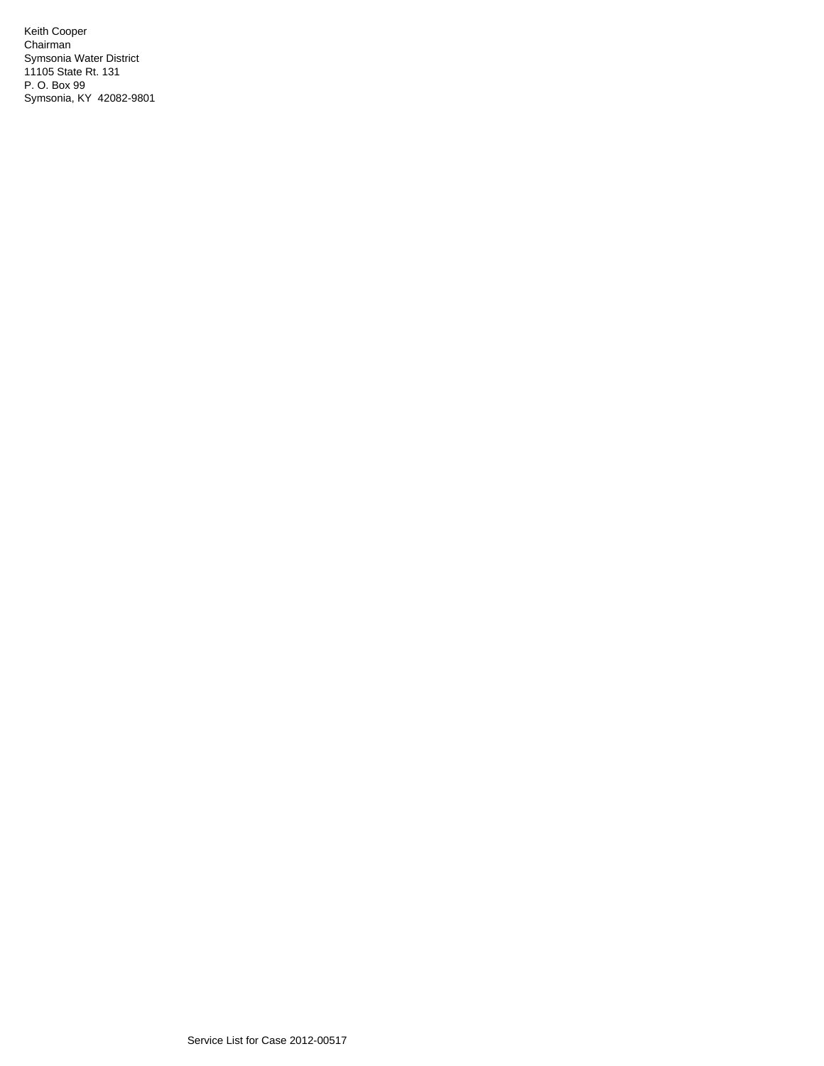Keith Cooper
Chairman
Symsonia Water District
11105 State Rt. 131
P. O. Box 99
Symsonia, KY  42082-9801

Service List for Case 2012-00517